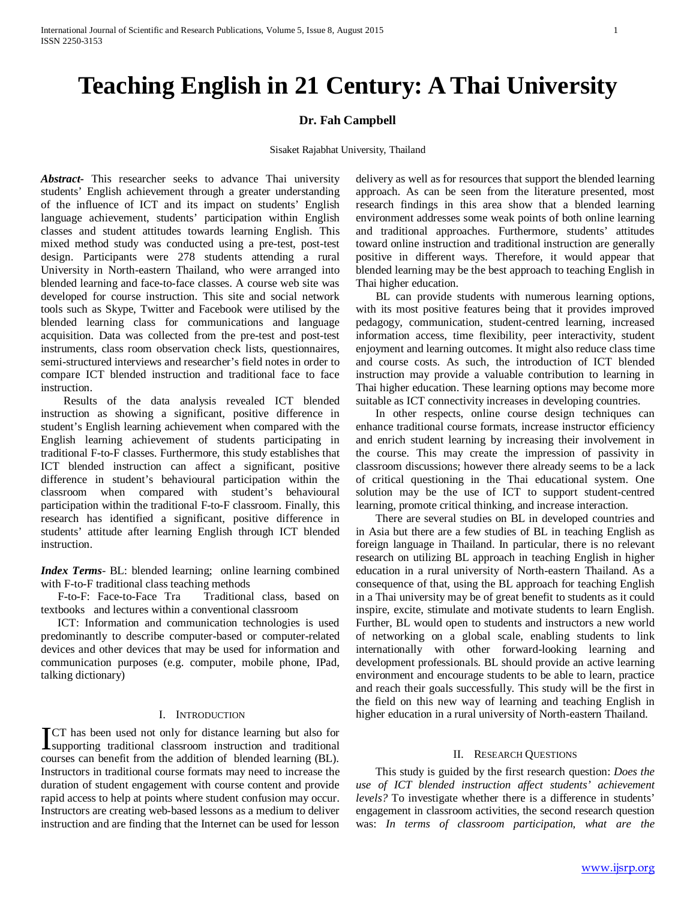# Teaching English in 21 Century: A Thai University

**Dr. Fah Campbell**

Sisaket Rajabhat University, Thailand

***Abstract***- This researcher seeks to advance Thai university students' English achievement through a greater understanding of the influence of ICT and its impact on students' English language achievement, students' participation within English classes and student attitudes towards learning English. This mixed method study was conducted using a pre-test, post-test design. Participants were 278 students attending a rural University in North-eastern Thailand, who were arranged into blended learning and face-to-face classes. A course web site was developed for course instruction. This site and social network tools such as Skype, Twitter and Facebook were utilised by the blended learning class for communications and language acquisition. Data was collected from the pre-test and post-test instruments, class room observation check lists, questionnaires, semi-structured interviews and researcher's field notes in order to compare ICT blended instruction and traditional face to face instruction.

Results of the data analysis revealed ICT blended instruction as showing a significant, positive difference in student's English learning achievement when compared with the English learning achievement of students participating in traditional F-to-F classes. Furthermore, this study establishes that ICT blended instruction can affect a significant, positive difference in student's behavioural participation within the classroom when compared with student's behavioural participation within the traditional F-to-F classroom. Finally, this research has identified a significant, positive difference in students' attitude after learning English through ICT blended instruction.

***Index Terms***- BL: blended learning; online learning combined with F-to-F traditional class teaching methods

F-to-F: Face-to-Face Tra Traditional class, based on textbooks and lectures within a conventional classroom

ICT: Information and communication technologies is used predominantly to describe computer-based or computer-related devices and other devices that may be used for information and communication purposes (e.g. computer, mobile phone, IPad, talking dictionary)

## I. Introduction

ICT has been used not only for distance learning but also for supporting traditional classroom instruction and traditional courses can benefit from the addition of blended learning (BL). Instructors in traditional course formats may need to increase the duration of student engagement with course content and provide rapid access to help at points where student confusion may occur. Instructors are creating web-based lessons as a medium to deliver instruction and are finding that the Internet can be used for lesson delivery as well as for resources that support the blended learning approach. As can be seen from the literature presented, most research findings in this area show that a blended learning environment addresses some weak points of both online learning and traditional approaches. Furthermore, students' attitudes toward online instruction and traditional instruction are generally positive in different ways. Therefore, it would appear that blended learning may be the best approach to teaching English in Thai higher education.

BL can provide students with numerous learning options, with its most positive features being that it provides improved pedagogy, communication, student-centred learning, increased information access, time flexibility, peer interactivity, student enjoyment and learning outcomes. It might also reduce class time and course costs. As such, the introduction of ICT blended instruction may provide a valuable contribution to learning in Thai higher education. These learning options may become more suitable as ICT connectivity increases in developing countries.

In other respects, online course design techniques can enhance traditional course formats, increase instructor efficiency and enrich student learning by increasing their involvement in the course. This may create the impression of passivity in classroom discussions; however there already seems to be a lack of critical questioning in the Thai educational system. One solution may be the use of ICT to support student-centred learning, promote critical thinking, and increase interaction.

There are several studies on BL in developed countries and in Asia but there are a few studies of BL in teaching English as foreign language in Thailand. In particular, there is no relevant research on utilizing BL approach in teaching English in higher education in a rural university of North-eastern Thailand. As a consequence of that, using the BL approach for teaching English in a Thai university may be of great benefit to students as it could inspire, excite, stimulate and motivate students to learn English. Further, BL would open to students and instructors a new world of networking on a global scale, enabling students to link internationally with other forward-looking learning and development professionals. BL should provide an active learning environment and encourage students to be able to learn, practice and reach their goals successfully. This study will be the first in the field on this new way of learning and teaching English in higher education in a rural university of North-eastern Thailand.

## II. Research Questions

This study is guided by the first research question: *Does the use of ICT blended instruction affect students' achievement levels?* To investigate whether there is a difference in students' engagement in classroom activities, the second research question was: *In terms of classroom participation, what are the*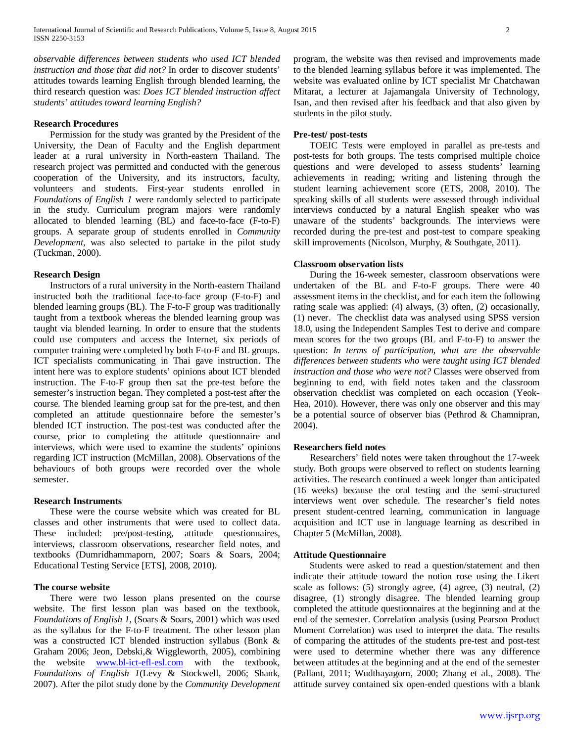*observable differences between students who used ICT blended instruction and those that did not?* In order to discover students' attitudes towards learning English through blended learning, the third research question was: *Does ICT blended instruction affect students' attitudes toward learning English?*

### Research Procedures

Permission for the study was granted by the President of the University, the Dean of Faculty and the English department leader at a rural university in North-eastern Thailand. The research project was permitted and conducted with the generous cooperation of the University, and its instructors, faculty, volunteers and students. First-year students enrolled in *Foundations of English 1* were randomly selected to participate in the study. Curriculum program majors were randomly allocated to blended learning (BL) and face-to-face (F-to-F) groups. A separate group of students enrolled in *Community Development*, was also selected to partake in the pilot study (Tuckman, 2000).

### Research Design

Instructors of a rural university in the North-eastern Thailand instructed both the traditional face-to-face group (F-to-F) and blended learning groups (BL). The F-to-F group was traditionally taught from a textbook whereas the blended learning group was taught via blended learning. In order to ensure that the students could use computers and access the Internet, six periods of computer training were completed by both F-to-F and BL groups. ICT specialists communicating in Thai gave instruction. The intent here was to explore students' opinions about ICT blended instruction. The F-to-F group then sat the pre-test before the semester's instruction began. They completed a post-test after the course. The blended learning group sat for the pre-test, and then completed an attitude questionnaire before the semester's blended ICT instruction. The post-test was conducted after the course, prior to completing the attitude questionnaire and interviews, which were used to examine the students' opinions regarding ICT instruction (McMillan, 2008). Observations of the behaviours of both groups were recorded over the whole semester.

### Research Instruments

These were the course website which was created for BL classes and other instruments that were used to collect data. These included: pre/post-testing, attitude questionnaires, interviews, classroom observations, researcher field notes, and textbooks (Dumridhammaporn, 2007; Soars & Soars, 2004; Educational Testing Service [ETS], 2008, 2010).

### The course website

There were two lesson plans presented on the course website. The first lesson plan was based on the textbook, *Foundations of English 1*, (Soars & Soars, 2001) which was used as the syllabus for the F-to-F treatment. The other lesson plan was a constructed ICT blended instruction syllabus (Bonk & Graham 2006; Jeon, Debski,& Wiggleworth, 2005), combining the website www.bl-ict-efl-esl.com with the textbook, *Foundations of English 1*(Levy & Stockwell, 2006; Shank, 2007). After the pilot study done by the *Community Development* program, the website was then revised and improvements made to the blended learning syllabus before it was implemented. The website was evaluated online by ICT specialist Mr Chatchawan Mitarat, a lecturer at Jajamangala University of Technology, Isan, and then revised after his feedback and that also given by students in the pilot study.

### Pre-test/ post-tests

TOEIC Tests were employed in parallel as pre-tests and post-tests for both groups. The tests comprised multiple choice questions and were developed to assess students' learning achievements in reading; writing and listening through the student learning achievement score (ETS, 2008, 2010). The speaking skills of all students were assessed through individual interviews conducted by a natural English speaker who was unaware of the students' backgrounds. The interviews were recorded during the pre-test and post-test to compare speaking skill improvements (Nicolson, Murphy, & Southgate, 2011).

### Classroom observation lists

During the 16-week semester, classroom observations were undertaken of the BL and F-to-F groups. There were 40 assessment items in the checklist, and for each item the following rating scale was applied: (4) always, (3) often, (2) occasionally, (1) never. The checklist data was analysed using SPSS version 18.0, using the Independent Samples Test to derive and compare mean scores for the two groups (BL and F-to-F) to answer the question: *In terms of participation, what are the observable differences between students who were taught using ICT blended instruction and those who were not?* Classes were observed from beginning to end, with field notes taken and the classroom observation checklist was completed on each occasion (Yeok-Hea, 2010). However, there was only one observer and this may be a potential source of observer bias (Pethrod & Chamnipran, 2004).

### Researchers field notes

Researchers' field notes were taken throughout the 17-week study. Both groups were observed to reflect on students learning activities. The research continued a week longer than anticipated (16 weeks) because the oral testing and the semi-structured interviews went over schedule. The researcher's field notes present student-centred learning, communication in language acquisition and ICT use in language learning as described in Chapter 5 (McMillan, 2008).

### Attitude Questionnaire

Students were asked to read a question/statement and then indicate their attitude toward the notion rose using the Likert scale as follows: (5) strongly agree, (4) agree, (3) neutral, (2) disagree, (1) strongly disagree. The blended learning group completed the attitude questionnaires at the beginning and at the end of the semester. Correlation analysis (using Pearson Product Moment Correlation) was used to interpret the data. The results of comparing the attitudes of the students pre-test and post-test were used to determine whether there was any difference between attitudes at the beginning and at the end of the semester (Pallant, 2011; Wudthayagorn, 2000; Zhang et al., 2008). The attitude survey contained six open-ended questions with a blank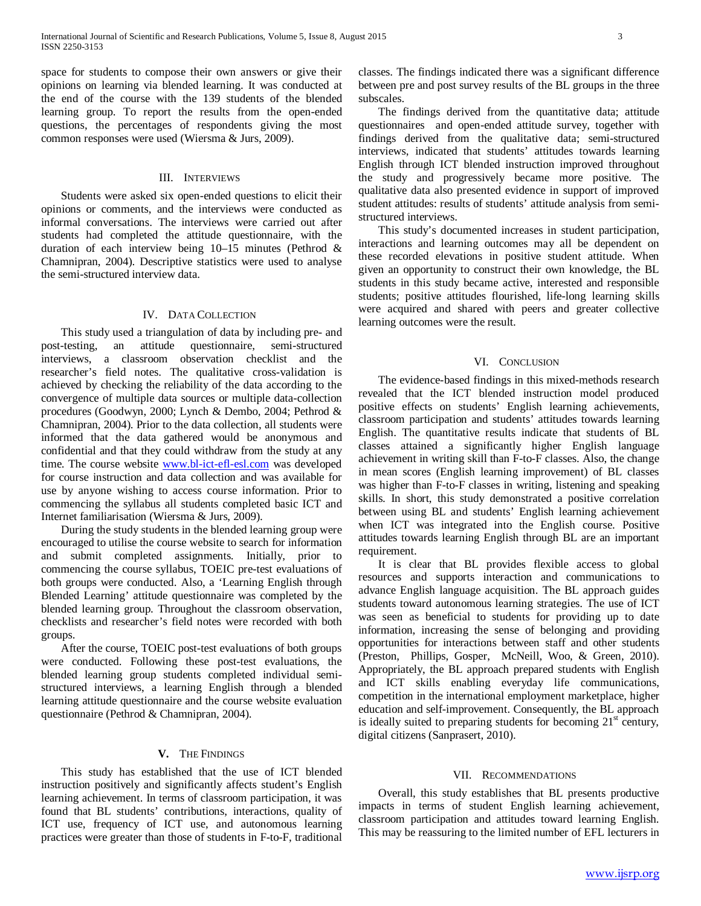space for students to compose their own answers or give their opinions on learning via blended learning. It was conducted at the end of the course with the 139 students of the blended learning group. To report the results from the open-ended questions, the percentages of respondents giving the most common responses were used (Wiersma & Jurs, 2009).

## III. Interviews

Students were asked six open-ended questions to elicit their opinions or comments, and the interviews were conducted as informal conversations. The interviews were carried out after students had completed the attitude questionnaire, with the duration of each interview being 10–15 minutes (Pethrod & Chamnipran, 2004). Descriptive statistics were used to analyse the semi-structured interview data.

## IV. Data Collection

This study used a triangulation of data by including pre- and post-testing, an attitude questionnaire, semi-structured interviews, a classroom observation checklist and the researcher's field notes. The qualitative cross-validation is achieved by checking the reliability of the data according to the convergence of multiple data sources or multiple data-collection procedures (Goodwyn, 2000; Lynch & Dembo, 2004; Pethrod & Chamnipran, 2004). Prior to the data collection, all students were informed that the data gathered would be anonymous and confidential and that they could withdraw from the study at any time. The course website www.bl-ict-efl-esl.com was developed for course instruction and data collection and was available for use by anyone wishing to access course information. Prior to commencing the syllabus all students completed basic ICT and Internet familiarisation (Wiersma & Jurs, 2009).

During the study students in the blended learning group were encouraged to utilise the course website to search for information and submit completed assignments. Initially, prior to commencing the course syllabus, TOEIC pre-test evaluations of both groups were conducted. Also, a 'Learning English through Blended Learning' attitude questionnaire was completed by the blended learning group. Throughout the classroom observation, checklists and researcher's field notes were recorded with both groups.

After the course, TOEIC post-test evaluations of both groups were conducted. Following these post-test evaluations, the blended learning group students completed individual semi-structured interviews, a learning English through a blended learning attitude questionnaire and the course website evaluation questionnaire (Pethrod & Chamnipran, 2004).

## V. The Findings

This study has established that the use of ICT blended instruction positively and significantly affects student's English learning achievement. In terms of classroom participation, it was found that BL students' contributions, interactions, quality of ICT use, frequency of ICT use, and autonomous learning practices were greater than those of students in F-to-F, traditional classes. The findings indicated there was a significant difference between pre and post survey results of the BL groups in the three subscales.

The findings derived from the quantitative data; attitude questionnaires and open-ended attitude survey, together with findings derived from the qualitative data; semi-structured interviews, indicated that students' attitudes towards learning English through ICT blended instruction improved throughout the study and progressively became more positive. The qualitative data also presented evidence in support of improved student attitudes: results of students' attitude analysis from semi-structured interviews.

This study's documented increases in student participation, interactions and learning outcomes may all be dependent on these recorded elevations in positive student attitude. When given an opportunity to construct their own knowledge, the BL students in this study became active, interested and responsible students; positive attitudes flourished, life-long learning skills were acquired and shared with peers and greater collective learning outcomes were the result.

## VI. Conclusion

The evidence-based findings in this mixed-methods research revealed that the ICT blended instruction model produced positive effects on students' English learning achievements, classroom participation and students' attitudes towards learning English. The quantitative results indicate that students of BL classes attained a significantly higher English language achievement in writing skill than F-to-F classes. Also, the change in mean scores (English learning improvement) of BL classes was higher than F-to-F classes in writing, listening and speaking skills. In short, this study demonstrated a positive correlation between using BL and students' English learning achievements when ICT was integrated into the English course. Positive attitudes towards learning English through BL are an important requirement.

It is clear that BL provides flexible access to global resources and supports interaction and communications to advance English language acquisition. The BL approach guides students toward autonomous learning strategies. The use of ICT was seen as beneficial to students for providing up to date information, increasing the sense of belonging and providing opportunities for interactions between staff and other students (Preston, Phillips, Gosper, McNeill, Woo, & Green, 2010). Appropriately, the BL approach prepared students with English and ICT skills enabling everyday life communications, competition in the international employment marketplace, higher education and self-improvement. Consequently, the BL approach is ideally suited to preparing students for becoming 21st century, digital citizens (Sanprasert, 2010).

## VII. Recommendations

Overall, this study establishes that BL presents productive impacts in terms of student English learning achievement, classroom participation and attitudes toward learning English. This may be reassuring to the limited number of EFL lecturers in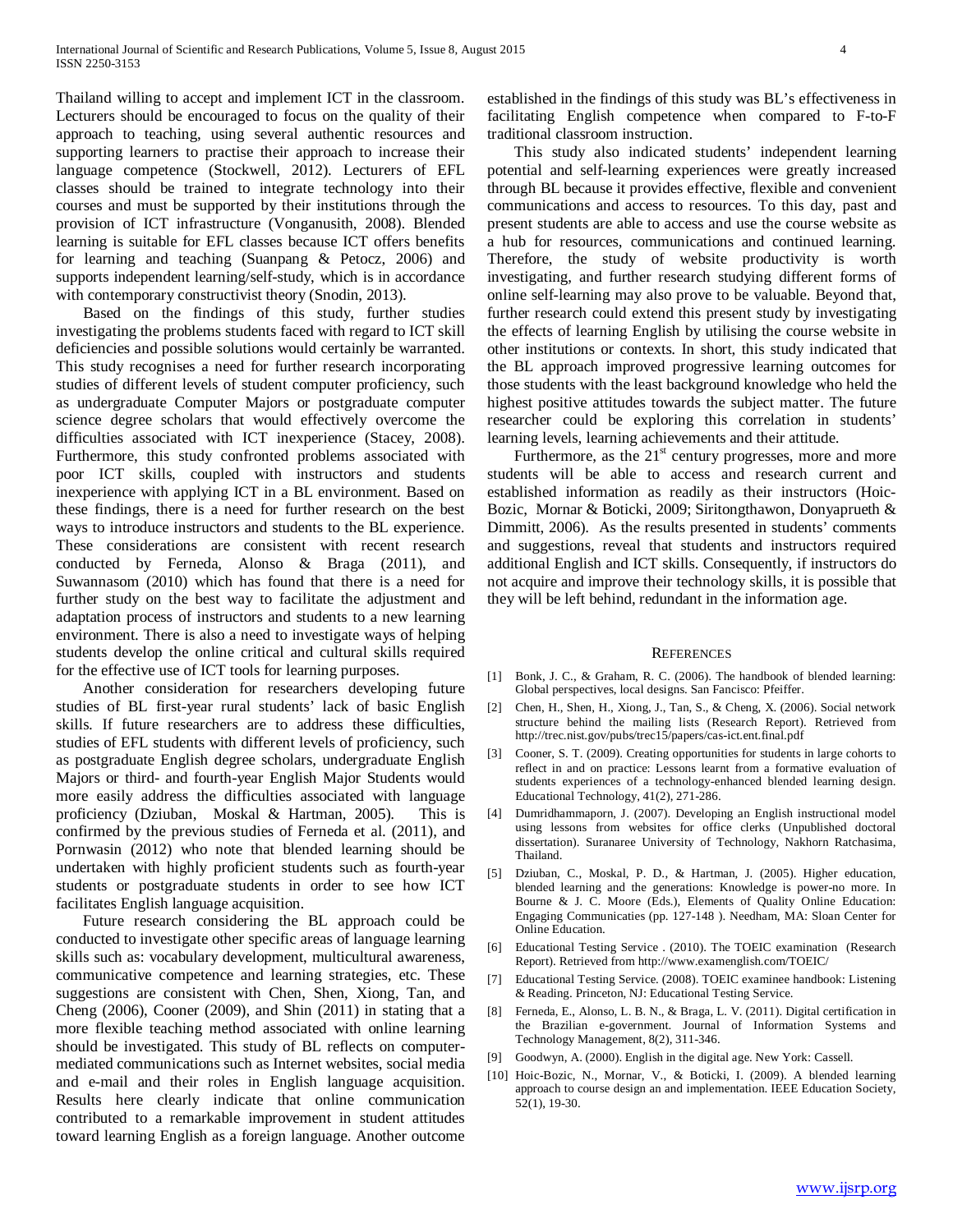Thailand willing to accept and implement ICT in the classroom. Lecturers should be encouraged to focus on the quality of their approach to teaching, using several authentic resources and supporting learners to practise their approach to increase their language competence (Stockwell, 2012). Lecturers of EFL classes should be trained to integrate technology into their courses and must be supported by their institutions through the provision of ICT infrastructure (Vonganusith, 2008). Blended learning is suitable for EFL classes because ICT offers benefits for learning and teaching (Suanpang & Petocz, 2006) and supports independent learning/self-study, which is in accordance with contemporary constructivist theory (Snodin, 2013).

Based on the findings of this study, further studies investigating the problems students faced with regard to ICT skill deficiencies and possible solutions would certainly be warranted. This study recognises a need for further research incorporating studies of different levels of student computer proficiency, such as undergraduate Computer Majors or postgraduate computer science degree scholars that would effectively overcome the difficulties associated with ICT inexperience (Stacey, 2008). Furthermore, this study confronted problems associated with poor ICT skills, coupled with instructors and students inexperience with applying ICT in a BL environment. Based on these findings, there is a need for further research on the best ways to introduce instructors and students to the BL experience. These considerations are consistent with recent research conducted by Ferneda, Alonso & Braga (2011), and Suwannasom (2010) which has found that there is a need for further study on the best way to facilitate the adjustment and adaptation process of instructors and students to a new learning environment. There is also a need to investigate ways of helping students develop the online critical and cultural skills required for the effective use of ICT tools for learning purposes.

Another consideration for researchers developing future studies of BL first-year rural students' lack of basic English skills. If future researchers are to address these difficulties, studies of EFL students with different levels of proficiency, such as postgraduate English degree scholars, undergraduate English Majors or third- and fourth-year English Major Students would more easily address the difficulties associated with language proficiency (Dziuban, Moskal & Hartman, 2005). This is confirmed by the previous studies of Ferneda et al. (2011), and Pornwasin (2012) who note that blended learning should be undertaken with highly proficient students such as fourth-year students or postgraduate students in order to see how ICT facilitates English language acquisition.

Future research considering the BL approach could be conducted to investigate other specific areas of language learning skills such as: vocabulary development, multicultural awareness, communicative competence and learning strategies, etc. These suggestions are consistent with Chen, Shen, Xiong, Tan, and Cheng (2006), Cooner (2009), and Shin (2011) in stating that a more flexible teaching method associated with online learning should be investigated. This study of BL reflects on computer-mediated communications such as Internet websites, social media and e-mail and their roles in English language acquisition. Results here clearly indicate that online communication contributed to a remarkable improvement in student attitudes toward learning English as a foreign language. Another outcome established in the findings of this study was BL's effectiveness in facilitating English competence when compared to F-to-F traditional classroom instruction.

This study also indicated students' independent learning potential and self-learning experiences were greatly increased through BL because it provides effective, flexible and convenient communications and access to resources. To this day, past and present students are able to access and use the course website as a hub for resources, communications and continued learning. Therefore, the study of website productivity is worth investigating, and further research studying different forms of online self-learning may also prove to be valuable. Beyond that, further research could extend this present study by investigating the effects of learning English by utilising the course website in other institutions or contexts. In short, this study indicated that the BL approach improved progressive learning outcomes for those students with the least background knowledge who held the highest positive attitudes towards the subject matter. The future researcher could be exploring this correlation in students' learning levels, learning achievements and their attitude.

Furthermore, as the 21st century progresses, more and more students will be able to access and research current and established information as readily as their instructors (Hoic-Bozic, Mornar & Boticki, 2009; Siritongthawon, Donyaprueth & Dimmitt, 2006). As the results presented in students' comments and suggestions, reveal that students and instructors required additional English and ICT skills. Consequently, if instructors do not acquire and improve their technology skills, it is possible that they will be left behind, redundant in the information age.

## References

[1] Bonk, J. C., & Graham, R. C. (2006). The handbook of blended learning: Global perspectives, local designs. San Fancisco: Pfeiffer.

[2] Chen, H., Shen, H., Xiong, J., Tan, S., & Cheng, X. (2006). Social network structure behind the mailing lists (Research Report). Retrieved from http://trec.nist.gov/pubs/trec15/papers/cas-ict.ent.final.pdf

[3] Cooner, S. T. (2009). Creating opportunities for students in large cohorts to reflect in and on practice: Lessons learnt from a formative evaluation of students experiences of a technology-enhanced blended learning design. Educational Technology, 41(2), 271-286.

[4] Dumridhammaporn, J. (2007). Developing an English instructional model using lessons from websites for office clerks (Unpublished doctoral dissertation). Suranaree University of Technology, Nakhorn Ratchasima, Thailand.

[5] Dziuban, C., Moskal, P. D., & Hartman, J. (2005). Higher education, blended learning and the generations: Knowledge is power-no more. In Bourne & J. C. Moore (Eds.), Elements of Quality Online Education: Engaging Communicaties (pp. 127-148 ). Needham, MA: Sloan Center for Online Education.

[6] Educational Testing Service . (2010). The TOEIC examination (Research Report). Retrieved from http://www.examenglish.com/TOEIC/

[7] Educational Testing Service. (2008). TOEIC examinee handbook: Listening & Reading. Princeton, NJ: Educational Testing Service.

[8] Ferneda, E., Alonso, L. B. N., & Braga, L. V. (2011). Digital certification in the Brazilian e-government. Journal of Information Systems and Technology Management, 8(2), 311-346.

[9] Goodwyn, A. (2000). English in the digital age. New York: Cassell.

[10] Hoic-Bozic, N., Mornar, V., & Boticki, I. (2009). A blended learning approach to course design an and implementation. IEEE Education Society, 52(1), 19-30.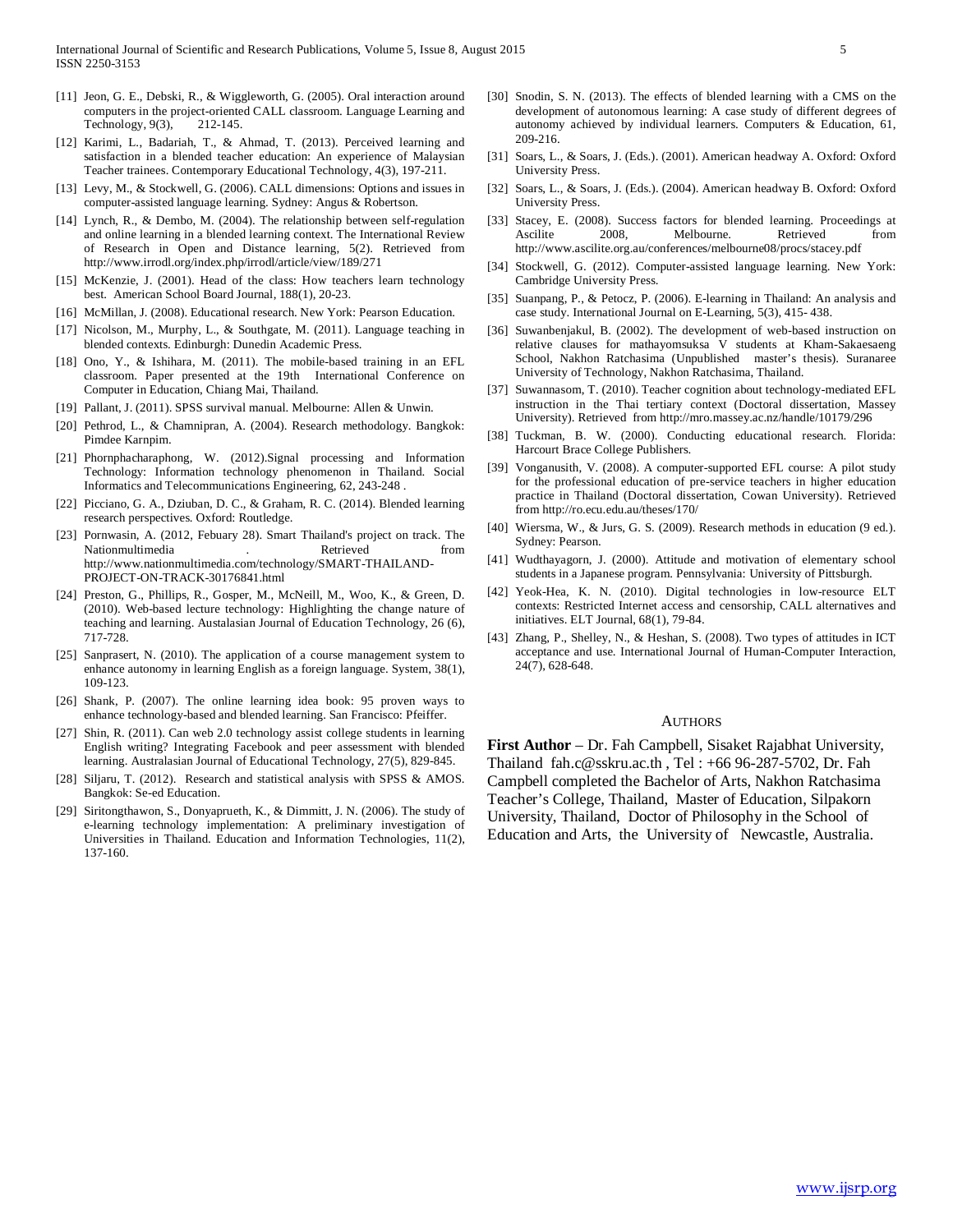[11] Jeon, G. E., Debski, R., & Wiggleworth, G. (2005). Oral interaction around computers in the project-oriented CALL classroom. Language Learning and Technology, 9(3), 212-145.

[12] Karimi, L., Badariah, T., & Ahmad, T. (2013). Perceived learning and satisfaction in a blended teacher education: An experience of Malaysian Teacher trainees. Contemporary Educational Technology, 4(3), 197-211.

[13] Levy, M., & Stockwell, G. (2006). CALL dimensions: Options and issues in computer-assisted language learning. Sydney: Angus & Robertson.

[14] Lynch, R., & Dembo, M. (2004). The relationship between self-regulation and online learning in a blended learning context. The International Review of Research in Open and Distance learning, 5(2). Retrieved from http://www.irrodl.org/index.php/irrodl/article/view/189/271

[15] McKenzie, J. (2001). Head of the class: How teachers learn technology best. American School Board Journal, 188(1), 20-23.

[16] McMillan, J. (2008). Educational research. New York: Pearson Education.

[17] Nicolson, M., Murphy, L., & Southgate, M. (2011). Language teaching in blended contexts. Edinburgh: Dunedin Academic Press.

[18] Ono, Y., & Ishihara, M. (2011). The mobile-based training in an EFL classroom. Paper presented at the 19th International Conference on Computer in Education, Chiang Mai, Thailand.

[19] Pallant, J. (2011). SPSS survival manual. Melbourne: Allen & Unwin.

[20] Pethrod, L., & Chamnipran, A. (2004). Research methodology. Bangkok: Pimdee Karnpim.

[21] Phornphacharaphong, W. (2012).Signal processing and Information Technology: Information technology phenomenon in Thailand. Social Informatics and Telecommunications Engineering, 62, 243-248 .

[22] Picciano, G. A., Dziuban, D. C., & Graham, R. C. (2014). Blended learning research perspectives. Oxford: Routledge.

[23] Pornwasin, A. (2012, Febuary 28). Smart Thailand's project on track. The Nationmultimedia . Retrieved from http://www.nationmultimedia.com/technology/SMART-THAILAND-PROJECT-ON-TRACK-30176841.html

[24] Preston, G., Phillips, R., Gosper, M., McNeill, M., Woo, K., & Green, D. (2010). Web-based lecture technology: Highlighting the change nature of teaching and learning. Austalasian Journal of Education Technology, 26 (6), 717-728.

[25] Sanprasert, N. (2010). The application of a course management system to enhance autonomy in learning English as a foreign language. System, 38(1), 109-123.

[26] Shank, P. (2007). The online learning idea book: 95 proven ways to enhance technology-based and blended learning. San Francisco: Pfeiffer.

[27] Shin, R. (2011). Can web 2.0 technology assist college students in learning English writing? Integrating Facebook and peer assessment with blended learning. Australasian Journal of Educational Technology, 27(5), 829-845.

[28] Siljaru, T. (2012). Research and statistical analysis with SPSS & AMOS. Bangkok: Se-ed Education.

[29] Siritongthawon, S., Donyaprueth, K., & Dimmitt, J. N. (2006). The study of e-learning technology implementation: A preliminary investigation of Universities in Thailand. Education and Information Technologies, 11(2), 137-160.

[30] Snodin, S. N. (2013). The effects of blended learning with a CMS on the development of autonomous learning: A case study of different degrees of autonomy achieved by individual learners. Computers & Education, 61, 209-216.

[31] Soars, L., & Soars, J. (Eds.). (2001). American headway A. Oxford: Oxford University Press.

[32] Soars, L., & Soars, J. (Eds.). (2004). American headway B. Oxford: Oxford University Press.

[33] Stacey, E. (2008). Success factors for blended learning. Proceedings at Ascilite 2008, Melbourne. Retrieved from http://www.ascilite.org.au/conferences/melbourne08/procs/stacey.pdf

[34] Stockwell, G. (2012). Computer-assisted language learning. New York: Cambridge University Press.

[35] Suanpang, P., & Petocz, P. (2006). E-learning in Thailand: An analysis and case study. International Journal on E-Learning, 5(3), 415- 438.

[36] Suwanbenjakul, B. (2002). The development of web-based instruction on relative clauses for mathayomsuksa V students at Kham-Sakaesaeng School, Nakhon Ratchasima (Unpublished master's thesis). Suranaree University of Technology, Nakhon Ratchasima, Thailand.

[37] Suwannasom, T. (2010). Teacher cognition about technology-mediated EFL instruction in the Thai tertiary context (Doctoral dissertation, Massey University). Retrieved from http://mro.massey.ac.nz/handle/10179/296

[38] Tuckman, B. W. (2000). Conducting educational research. Florida: Harcourt Brace College Publishers.

[39] Vonganusith, V. (2008). A computer-supported EFL course: A pilot study for the professional education of pre-service teachers in higher education practice in Thailand (Doctoral dissertation, Cowan University). Retrieved from http://ro.ecu.edu.au/theses/170/

[40] Wiersma, W., & Jurs, G. S. (2009). Research methods in education (9 ed.). Sydney: Pearson.

[41] Wudthayagorn, J. (2000). Attitude and motivation of elementary school students in a Japanese program. Pennsylvania: University of Pittsburgh.

[42] Yeok-Hea, K. N. (2010). Digital technologies in low-resource ELT contexts: Restricted Internet access and censorship, CALL alternatives and initiatives. ELT Journal, 68(1), 79-84.

[43] Zhang, P., Shelley, N., & Heshan, S. (2008). Two types of attitudes in ICT acceptance and use. International Journal of Human-Computer Interaction, 24(7), 628-648.

## Authors

**First Author** – Dr. Fah Campbell, Sisaket Rajabhat University, Thailand fah.c@sskru.ac.th , Tel : +66 96-287-5702, Dr. Fah Campbell completed the Bachelor of Arts, Nakhon Ratchasima Teacher's College, Thailand, Master of Education, Silpakorn University, Thailand, Doctor of Philosophy in the School of Education and Arts, the University of Newcastle, Australia.